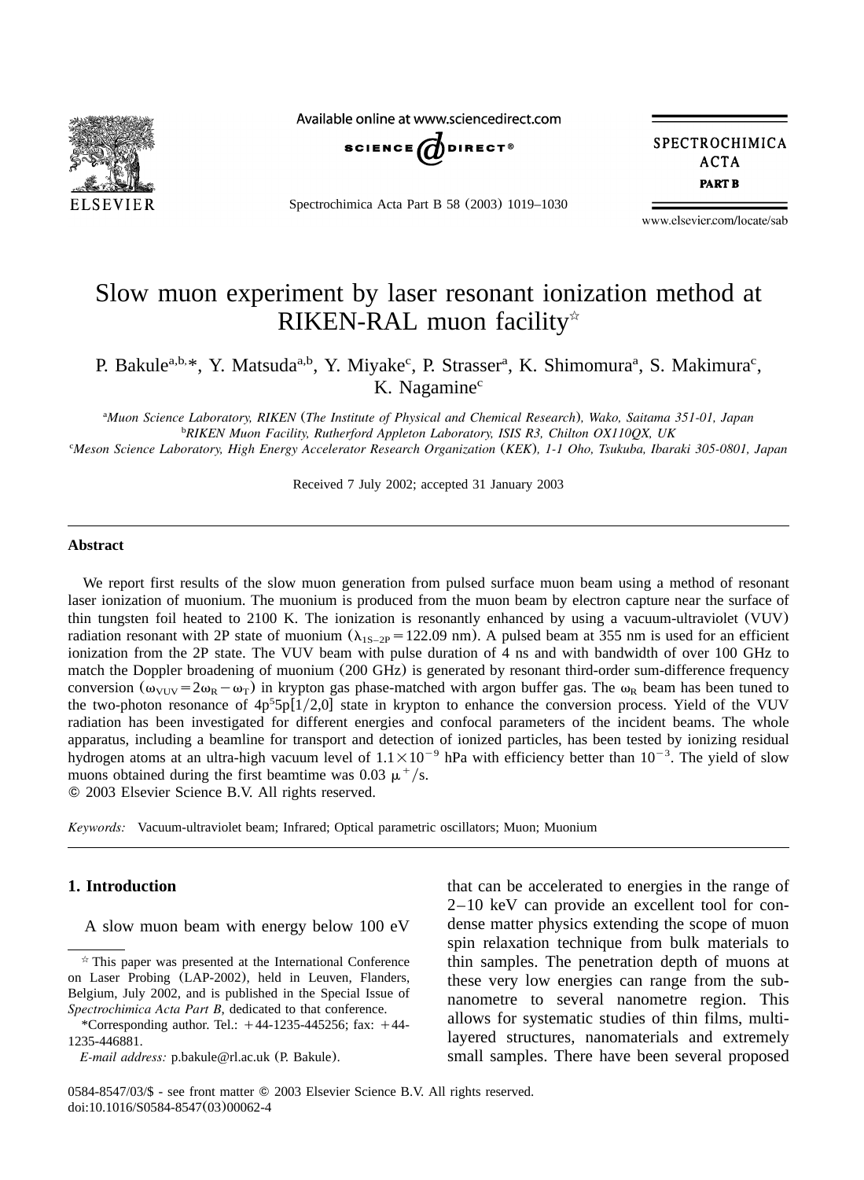# Slow muon experiment by laser resonant ionization method at RIKEN-RAL muon facility☆

P. Bakule[a,b,*], Y. Matsuda[a,b], Y. Miyake[c], P. Strasser[a], K. Shimomura[a], S. Makimura[c], K. Nagamine[c]

[a] *Muon Science Laboratory, RIKEN (The Institute of Physical and Chemical Research), Wako, Saitama 351-01, Japan*
[b] *RIKEN Muon Facility, Rutherford Appleton Laboratory, ISIS R3, Chilton OX110QX, UK*
[c] *Meson Science Laboratory, High Energy Accelerator Research Organization (KEK), 1-1 Oho, Tsukuba, Ibaraki 305-0801, Japan*

Received 7 July 2002; accepted 31 January 2003

## Abstract

We report first results of the slow muon generation from pulsed surface muon beam using a method of resonant laser ionization of muonium. The muonium is produced from the muon beam by electron capture near the surface of thin tungsten foil heated to 2100 K. The ionization is resonantly enhanced by using a vacuum-ultraviolet (VUV) radiation resonant with 2P state of muonium ($\lambda_{1S-2P} = 122.09$ nm). A pulsed beam at 355 nm is used for an efficient ionization from the 2P state. The VUV beam with pulse duration of 4 ns and with bandwidth of over 100 GHz to match the Doppler broadening of muonium (200 GHz) is generated by resonant third-order sum-difference frequency conversion ($\omega_{VUV} = 2\omega_R - \omega_T$) in krypton gas phase-matched with argon buffer gas. The $\omega_R$ beam has been tuned to the two-photon resonance of $4p^5 5p[1/2,0]$ state in krypton to enhance the conversion process. Yield of the VUV radiation has been investigated for different energies and confocal parameters of the incident beams. The whole apparatus, including a beamline for transport and detection of ionized particles, has been tested by ionizing residual hydrogen atoms at an ultra-high vacuum level of $1.1 \times 10^{-9}$ hPa with efficiency better than $10^{-3}$. The yield of slow muons obtained during the first beamtime was 0.03 $\mu^+$/s.
© 2003 Elsevier Science B.V. All rights reserved.

*Keywords:* Vacuum-ultraviolet beam; Infrared; Optical parametric oscillators; Muon; Muonium

## 1. Introduction

A slow muon beam with energy below 100 eV that can be accelerated to energies in the range of 2–10 keV can provide an excellent tool for condense matter physics extending the scope of muon spin relaxation technique from bulk materials to thin samples. The penetration depth of muons at these very low energies can range from the sub-nanometre to several nanometre region. This allows for systematic studies of thin films, multi-layered structures, nanomaterials and extremely small samples. There have been several proposed

☆ This paper was presented at the International Conference on Laser Probing (LAP-2002), held in Leuven, Flanders, Belgium, July 2002, and is published in the Special Issue of *Spectrochimica Acta Part B*, dedicated to that conference.

*Corresponding author. Tel.: +44-1235-445256; fax: +44-1235-446881.

*E-mail address:* p.bakule@rl.ac.uk (P. Bakule).

0584-8547/03/$ - see front matter © 2003 Elsevier Science B.V. All rights reserved.
doi:10.1016/S0584-8547(03)00062-4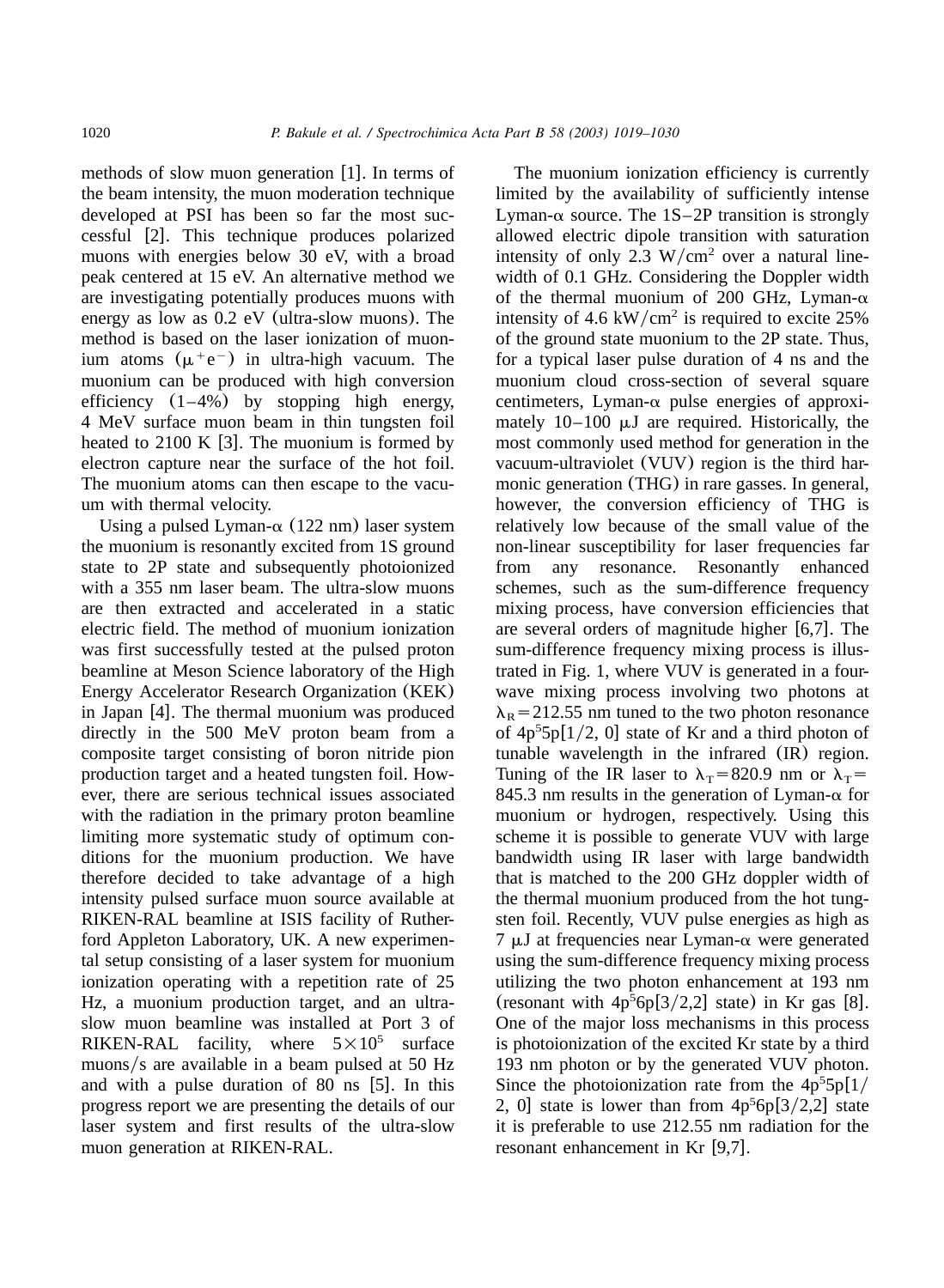methods of slow muon generation [1]. In terms of the beam intensity, the muon moderation technique developed at PSI has been so far the most successful [2]. This technique produces polarized muons with energies below 30 eV, with a broad peak centered at 15 eV. An alternative method we are investigating potentially produces muons with energy as low as 0.2 eV (ultra-slow muons). The method is based on the laser ionization of muonium atoms ($\mu^+e^-$) in ultra-high vacuum. The muonium can be produced with high conversion efficiency (1–4%) by stopping high energy, 4 MeV surface muon beam in thin tungsten foil heated to 2100 K [3]. The muonium is formed by electron capture near the surface of the hot foil. The muonium atoms can then escape to the vacuum with thermal velocity.

Using a pulsed Lyman-$\alpha$ (122 nm) laser system the muonium is resonantly excited from 1S ground state to 2P state and subsequently photoionized with a 355 nm laser beam. The ultra-slow muons are then extracted and accelerated in a static electric field. The method of muonium ionization was first successfully tested at the pulsed proton beamline at Meson Science laboratory of the High Energy Accelerator Research Organization (KEK) in Japan [4]. The thermal muonium was produced directly in the 500 MeV proton beam from a composite target consisting of boron nitride pion production target and a heated tungsten foil. However, there are serious technical issues associated with the radiation in the primary proton beamline limiting more systematic study of optimum conditions for the muonium production. We have therefore decided to take advantage of a high intensity pulsed surface muon source available at RIKEN-RAL beamline at ISIS facility of Rutherford Appleton Laboratory, UK. A new experimental setup consisting of a laser system for muonium ionization operating with a repetition rate of 25 Hz, a muonium production target, and an ultra-slow muon beamline was installed at Port 3 of RIKEN-RAL facility, where $5\times10^5$ surface muons/s are available in a beam pulsed at 50 Hz and with a pulse duration of 80 ns [5]. In this progress report we are presenting the details of our laser system and first results of the ultra-slow muon generation at RIKEN-RAL.

The muonium ionization efficiency is currently limited by the availability of sufficiently intense Lyman-$\alpha$ source. The 1S–2P transition is strongly allowed electric dipole transition with saturation intensity of only 2.3 W/cm$^2$ over a natural linewidth of 0.1 GHz. Considering the Doppler width of the thermal muonium of 200 GHz, Lyman-$\alpha$ intensity of 4.6 kW/cm$^2$ is required to excite 25% of the ground state muonium to the 2P state. Thus, for a typical laser pulse duration of 4 ns and the muonium cloud cross-section of several square centimeters, Lyman-$\alpha$ pulse energies of approximately 10–100 $\mu$J are required. Historically, the most commonly used method for generation in the vacuum-ultraviolet (VUV) region is the third harmonic generation (THG) in rare gasses. In general, however, the conversion efficiency of THG is relatively low because of the small value of the non-linear susceptibility for laser frequencies far from any resonance. Resonantly enhanced schemes, such as the sum-difference frequency mixing process, have conversion efficiencies that are several orders of magnitude higher [6,7]. The sum-difference frequency mixing process is illustrated in Fig. 1, where VUV is generated in a four-wave mixing process involving two photons at $\lambda_R=212.55$ nm tuned to the two photon resonance of $4p^55p[1/2, 0]$ state of Kr and a third photon of tunable wavelength in the infrared (IR) region. Tuning of the IR laser to $\lambda_T=820.9$ nm or $\lambda_T=845.3$ nm results in the generation of Lyman-$\alpha$ for muonium or hydrogen, respectively. Using this scheme it is possible to generate VUV with large bandwidth using IR laser with large bandwidth that is matched to the 200 GHz doppler width of the thermal muonium produced from the hot tungsten foil. Recently, VUV pulse energies as high as 7 $\mu$J at frequencies near Lyman-$\alpha$ were generated using the sum-difference frequency mixing process utilizing the two photon enhancement at 193 nm (resonant with $4p^56p[3/2,2]$ state) in Kr gas [8]. One of the major loss mechanisms in this process is photoionization of the excited Kr state by a third 193 nm photon or by the generated VUV photon. Since the photoionization rate from the $4p^55p[1/2, 0]$ state is lower than from $4p^56p[3/2,2]$ state it is preferable to use 212.55 nm radiation for the resonant enhancement in Kr [9,7].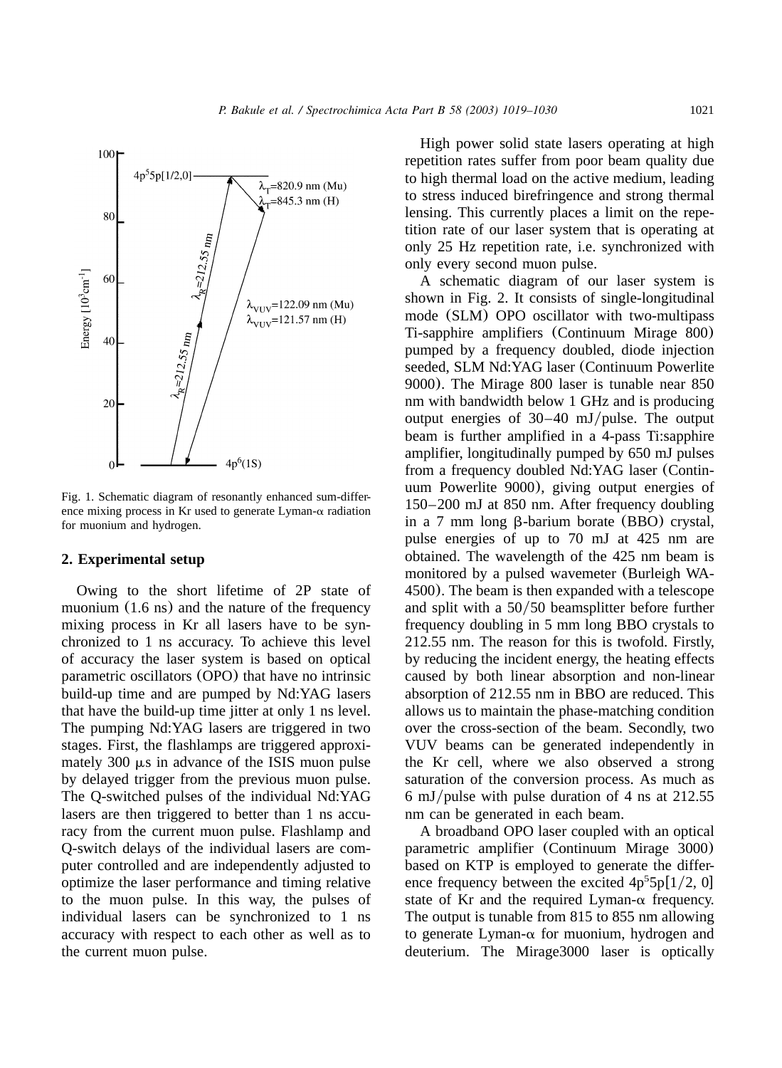100
80
60
40
20
0
Energy [$10^3$cm$^{-1}$]
$4p^5 5p[1/2,0]$
$\lambda_T$=820.9 nm (Mu)
$\lambda_T$=845.3 nm (H)
$\lambda_R$=212.55 nm
$\lambda_R$=212.55 nm
$\lambda_{VUV}$=122.09 nm (Mu)
$\lambda_{VUV}$=121.57 nm (H)
$4p^6(1S)$

Fig. 1. Schematic diagram of resonantly enhanced sum-difference mixing process in Kr used to generate Lyman-α radiation for muonium and hydrogen.

## 2. Experimental setup

Owing to the short lifetime of 2P state of muonium (1.6 ns) and the nature of the frequency mixing process in Kr all lasers have to be synchronized to 1 ns accuracy. To achieve this level of accuracy the laser system is based on optical parametric oscillators (OPO) that have no intrinsic build-up time and are pumped by Nd:YAG lasers that have the build-up time jitter at only 1 ns level. The pumping Nd:YAG lasers are triggered in two stages. First, the flashlamps are triggered approximately 300 μs in advance of the ISIS muon pulse by delayed trigger from the previous muon pulse. The Q-switched pulses of the individual Nd:YAG lasers are then triggered to better than 1 ns accuracy from the current muon pulse. Flashlamp and Q-switch delays of the individual lasers are computer controlled and are independently adjusted to optimize the laser performance and timing relative to the muon pulse. In this way, the pulses of individual lasers can be synchronized to 1 ns accuracy with respect to each other as well as to the current muon pulse.

High power solid state lasers operating at high repetition rates suffer from poor beam quality due to high thermal load on the active medium, leading to stress induced birefringence and strong thermal lensing. This currently places a limit on the repetition rate of our laser system that is operating at only 25 Hz repetition rate, i.e. synchronized with only every second muon pulse.

A schematic diagram of our laser system is shown in Fig. 2. It consists of single-longitudinal mode (SLM) OPO oscillator with two-multipass Ti-sapphire amplifiers (Continuum Mirage 800) pumped by a frequency doubled, diode injection seeded, SLM Nd:YAG laser (Continuum Powerlite 9000). The Mirage 800 laser is tunable near 850 nm with bandwidth below 1 GHz and is producing output energies of 30–40 mJ/pulse. The output beam is further amplified in a 4-pass Ti:sapphire amplifier, longitudinally pumped by 650 mJ pulses from a frequency doubled Nd:YAG laser (Continuum Powerlite 9000), giving output energies of 150–200 mJ at 850 nm. After frequency doubling in a 7 mm long β-barium borate (BBO) crystal, pulse energies of up to 70 mJ at 425 nm are obtained. The wavelength of the 425 nm beam is monitored by a pulsed wavemeter (Burleigh WA-4500). The beam is then expanded with a telescope and split with a 50/50 beamsplitter before further frequency doubling in 5 mm long BBO crystals to 212.55 nm. The reason for this is twofold. Firstly, by reducing the incident energy, the heating effects caused by both linear absorption and non-linear absorption of 212.55 nm in BBO are reduced. This allows us to maintain the phase-matching condition over the cross-section of the beam. Secondly, two VUV beams can be generated independently in the Kr cell, where we also observed a strong saturation of the conversion process. As much as 6 mJ/pulse with pulse duration of 4 ns at 212.55 nm can be generated in each beam.

A broadband OPO laser coupled with an optical parametric amplifier (Continuum Mirage 3000) based on KTP is employed to generate the difference frequency between the excited $4p^5 5p[1/2, 0]$ state of Kr and the required Lyman-α frequency. The output is tunable from 815 to 855 nm allowing to generate Lyman-α for muonium, hydrogen and deuterium. The Mirage3000 laser is optically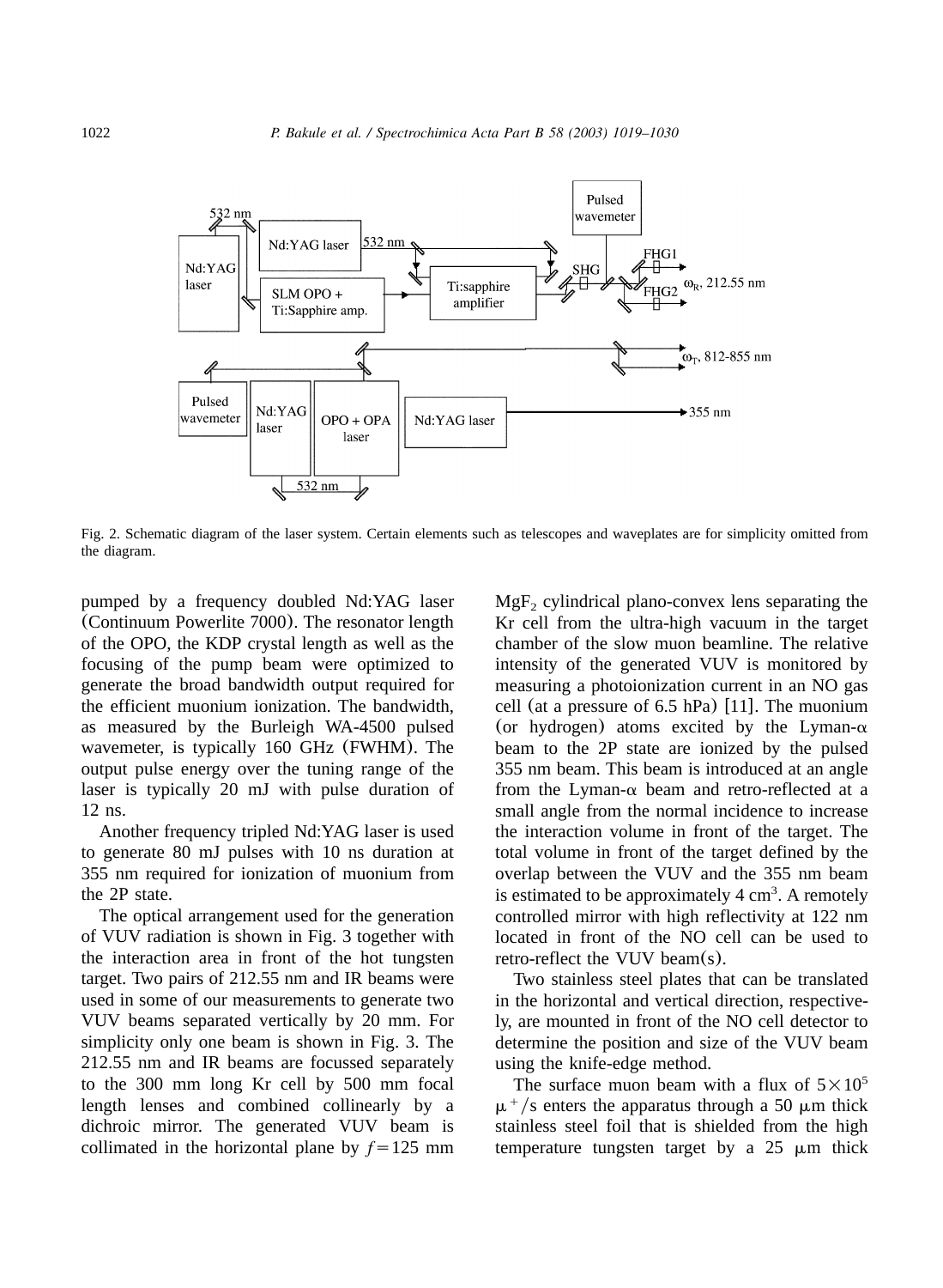532 nm

Nd:YAG laser

532 nm

Nd:YAG laser

SLM OPO + Ti:Sapphire amp.

Ti:sapphire amplifier

Pulsed wavemeter

SHG

FHG1

FHG2

$\omega_R$, 212.55 nm

$\omega_T$, 812-855 nm

Pulsed wavemeter

Nd:YAG laser

OPO + OPA laser

Nd:YAG laser

355 nm

532 nm

Fig. 2. Schematic diagram of the laser system. Certain elements such as telescopes and waveplates are for simplicity omitted from the diagram.

pumped by a frequency doubled Nd:YAG laser (Continuum Powerlite 7000). The resonator length of the OPO, the KDP crystal length as well as the focusing of the pump beam were optimized to generate the broad bandwidth output required for the efficient muonium ionization. The bandwidth, as measured by the Burleigh WA-4500 pulsed wavemeter, is typically 160 GHz (FWHM). The output pulse energy over the tuning range of the laser is typically 20 mJ with pulse duration of 12 ns.

Another frequency tripled Nd:YAG laser is used to generate 80 mJ pulses with 10 ns duration at 355 nm required for ionization of muonium from the 2P state.

The optical arrangement used for the generation of VUV radiation is shown in Fig. 3 together with the interaction area in front of the hot tungsten target. Two pairs of 212.55 nm and IR beams were used in some of our measurements to generate two VUV beams separated vertically by 20 mm. For simplicity only one beam is shown in Fig. 3. The 212.55 nm and IR beams are focussed separately to the 300 mm long Kr cell by 500 mm focal length lenses and combined collinearly by a dichroic mirror. The generated VUV beam is collimated in the horizontal plane by $f=125$ mm $MgF_2$ cylindrical plano-convex lens separating the Kr cell from the ultra-high vacuum in the target chamber of the slow muon beamline. The relative intensity of the generated VUV is monitored by measuring a photoionization current in an NO gas cell (at a pressure of 6.5 hPa) [11]. The muonium (or hydrogen) atoms excited by the Lyman-$\alpha$ beam to the 2P state are ionized by the pulsed 355 nm beam. This beam is introduced at an angle from the Lyman-$\alpha$ beam and retro-reflected at a small angle from the normal incidence to increase the interaction volume in front of the target. The total volume in front of the target defined by the overlap between the VUV and the 355 nm beam is estimated to be approximately 4 $cm^3$. A remotely controlled mirror with high reflectivity at 122 nm located in front of the NO cell can be used to retro-reflect the VUV beam(s).

Two stainless steel plates that can be translated in the horizontal and vertical direction, respectively, are mounted in front of the NO cell detector to determine the position and size of the VUV beam using the knife-edge method.

The surface muon beam with a flux of $5\times10^5$ $\mu^+$/s enters the apparatus through a 50 $\mu$m thick stainless steel foil that is shielded from the high temperature tungsten target by a 25 $\mu$m thick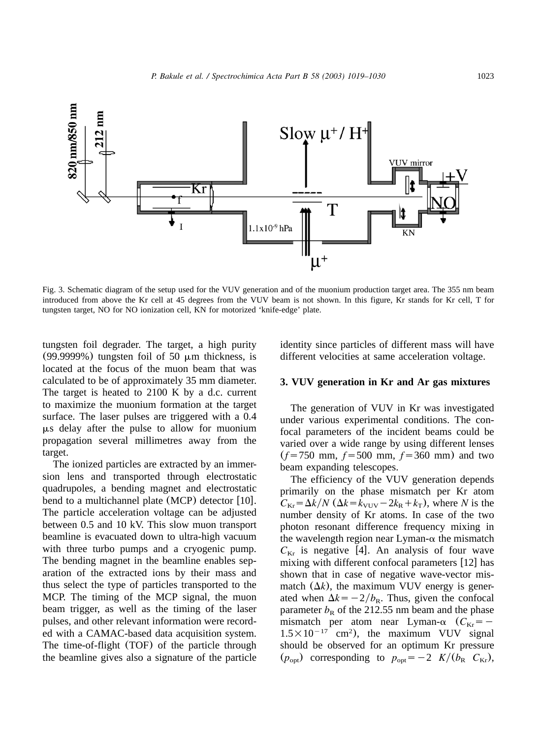820 nm/850 nm

212 nm

Kr

f

I

Slow $\mu^+$ / $H^+$

T

$1.1\times10^{-9}$ hPa

$\mu^+$

VUV mirror

+V

NO

KN

Fig. 3. Schematic diagram of the setup used for the VUV generation and of the muonium production target area. The 355 nm beam introduced from above the Kr cell at 45 degrees from the VUV beam is not shown. In this figure, Kr stands for Kr cell, T for tungsten target, NO for NO ionization cell, KN for motorized 'knife-edge' plate.

tungsten foil degrader. The target, a high purity (99.9999%) tungsten foil of 50 μm thickness, is located at the focus of the muon beam that was calculated to be of approximately 35 mm diameter. The target is heated to 2100 K by a d.c. current to maximize the muonium formation at the target surface. The laser pulses are triggered with a 0.4 μs delay after the pulse to allow for muonium propagation several millimetres away from the target.

The ionized particles are extracted by an immersion lens and transported through electrostatic quadrupoles, a bending magnet and electrostatic bend to a multichannel plate (MCP) detector [10]. The particle acceleration voltage can be adjusted between 0.5 and 10 kV. This slow muon transport beamline is evacuated down to ultra-high vacuum with three turbo pumps and a cryogenic pump. The bending magnet in the beamline enables separation of the extracted ions by their mass and thus select the type of particles transported to the MCP. The timing of the MCP signal, the muon beam trigger, as well as the timing of the laser pulses, and other relevant information were recorded with a CAMAC-based data acquisition system. The time-of-flight (TOF) of the particle through the beamline gives also a signature of the particle identity since particles of different mass will have different velocities at same acceleration voltage.

## 3. VUV generation in Kr and Ar gas mixtures

The generation of VUV in Kr was investigated under various experimental conditions. The confocal parameters of the incident beams could be varied over a wide range by using different lenses ($f=750$ mm, $f=500$ mm, $f=360$ mm) and two beam expanding telescopes.

The efficiency of the VUV generation depends primarily on the phase mismatch per Kr atom $C_{Kr}=\Delta k/N$ ($\Delta k=k_{VUV}-2k_R+k_T$), where $N$ is the number density of Kr atoms. In case of the two photon resonant difference frequency mixing in the wavelength region near Lyman-α the mismatch $C_{Kr}$ is negative [4]. An analysis of four wave mixing with different confocal parameters [12] has shown that in case of negative wave-vector mismatch ($\Delta k$), the maximum VUV energy is generated when $\Delta k=-2/b_R$. Thus, given the confocal parameter $b_R$ of the 212.55 nm beam and the phase mismatch per atom near Lyman-α ($C_{Kr}=-1.5\times10^{-17}$ cm$^2$), the maximum VUV signal should be observed for an optimum Kr pressure ($p_{opt}$) corresponding to $p_{opt}=-2\ K/(b_R\ C_{Kr})$,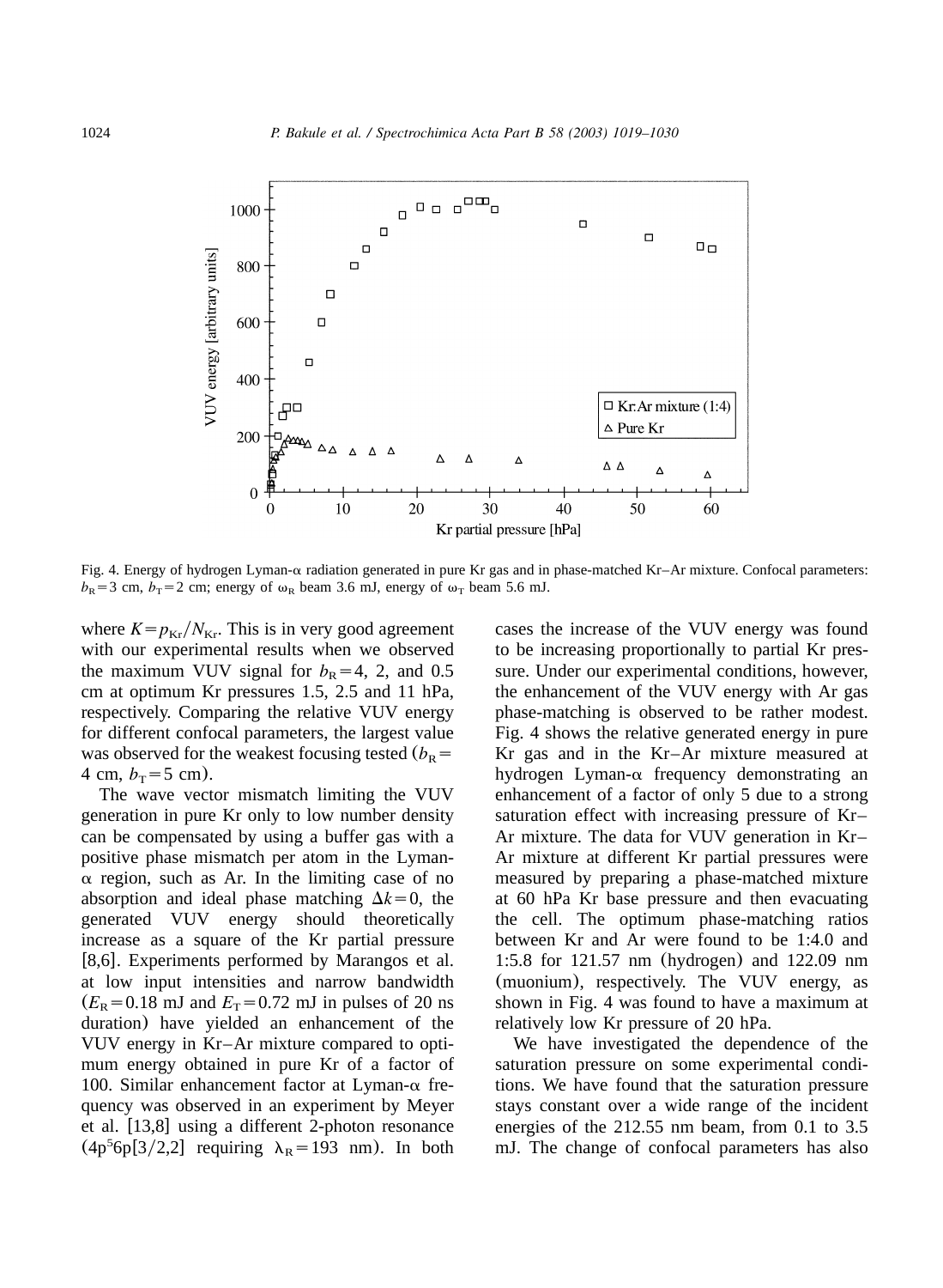VUV energy [arbitrary units]

0
200
400
600
800
1000

0
10
20
30
40
50
60

Kr partial pressure [hPa]

□ Kr:Ar mixture (1:4)
△ Pure Kr

Fig. 4. Energy of hydrogen Lyman-α radiation generated in pure Kr gas and in phase-matched Kr–Ar mixture. Confocal parameters: $b_R = 3$ cm, $b_T = 2$ cm; energy of $\omega_R$ beam 3.6 mJ, energy of $\omega_T$ beam 5.6 mJ.

where $K = p_{Kr}/N_{Kr}$. This is in very good agreement with our experimental results when we observed the maximum VUV signal for $b_R = 4$, 2, and 0.5 cm at optimum Kr pressures 1.5, 2.5 and 11 hPa, respectively. Comparing the relative VUV energy for different confocal parameters, the largest value was observed for the weakest focusing tested ($b_R = 4$ cm, $b_T = 5$ cm).

The wave vector mismatch limiting the VUV generation in pure Kr only to low number density can be compensated by using a buffer gas with a positive phase mismatch per atom in the Lyman-α region, such as Ar. In the limiting case of no absorption and ideal phase matching $\Delta k = 0$, the generated VUV energy should theoretically increase as a square of the Kr partial pressure [8,6]. Experiments performed by Marangos et al. at low input intensities and narrow bandwidth ($E_R = 0.18$ mJ and $E_T = 0.72$ mJ in pulses of 20 ns duration) have yielded an enhancement of the VUV energy in Kr–Ar mixture compared to optimum energy obtained in pure Kr of a factor of 100. Similar enhancement factor at Lyman-α frequency was observed in an experiment by Meyer et al. [13,8] using a different 2-photon resonance ($4p^5 6p[3/2,2]$ requiring $\lambda_R = 193$ nm). In both cases the increase of the VUV energy was found to be increasing proportionally to partial Kr pressure. Under our experimental conditions, however, the enhancement of the VUV energy with Ar gas phase-matching is observed to be rather modest. Fig. 4 shows the relative generated energy in pure Kr gas and in the Kr–Ar mixture measured at hydrogen Lyman-α frequency demonstrating an enhancement of a factor of only 5 due to a strong saturation effect with increasing pressure of Kr–Ar mixture. The data for VUV generation in Kr–Ar mixture at different Kr partial pressures were measured by preparing a phase-matched mixture at 60 hPa Kr base pressure and then evacuating the cell. The optimum phase-matching ratios between Kr and Ar were found to be 1:4.0 and 1:5.8 for 121.57 nm (hydrogen) and 122.09 nm (muonium), respectively. The VUV energy, as shown in Fig. 4 was found to have a maximum at relatively low Kr pressure of 20 hPa.

We have investigated the dependence of the saturation pressure on some experimental conditions. We have found that the saturation pressure stays constant over a wide range of the incident energies of the 212.55 nm beam, from 0.1 to 3.5 mJ. The change of confocal parameters has also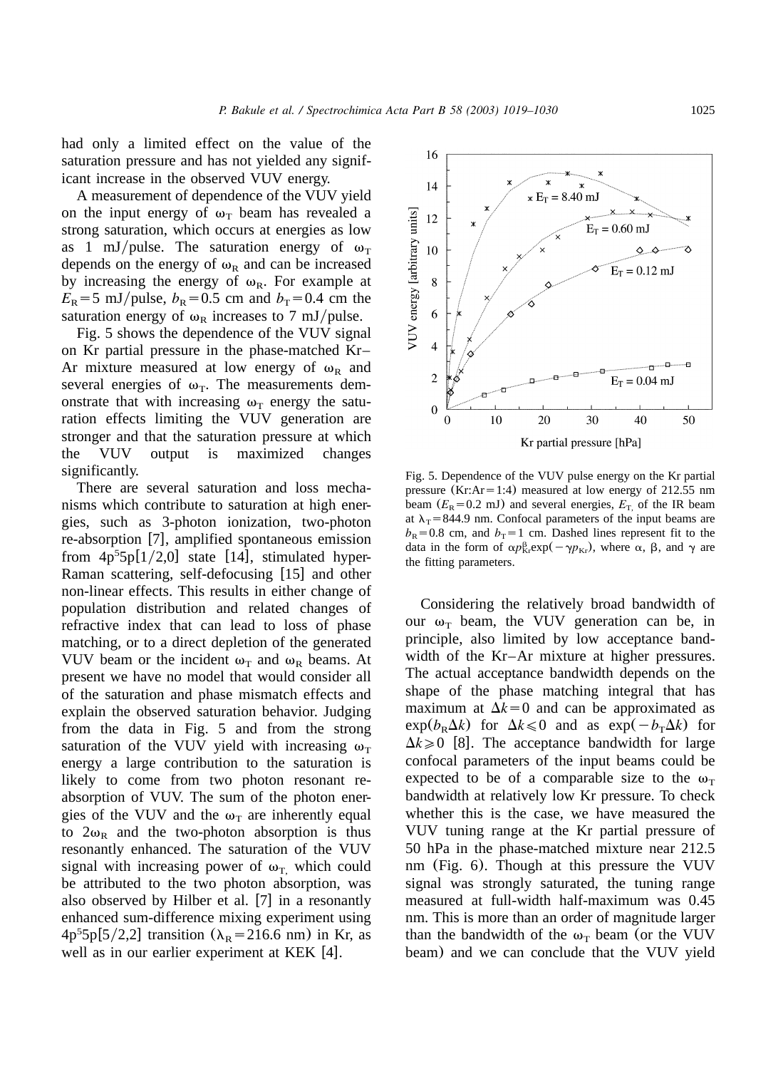had only a limited effect on the value of the saturation pressure and has not yielded any significant increase in the observed VUV energy.

A measurement of dependence of the VUV yield on the input energy of $\omega_T$ beam has revealed a strong saturation, which occurs at energies as low as 1 mJ/pulse. The saturation energy of $\omega_T$ depends on the energy of $\omega_R$ and can be increased by increasing the energy of $\omega_R$. For example at $E_R = 5$ mJ/pulse, $b_R = 0.5$ cm and $b_T = 0.4$ cm the saturation energy of $\omega_R$ increases to 7 mJ/pulse.

Fig. 5 shows the dependence of the VUV signal on Kr partial pressure in the phase-matched Kr–Ar mixture measured at low energy of $\omega_R$ and several energies of $\omega_T$. The measurements demonstrate that with increasing $\omega_T$ energy the saturation effects limiting the VUV generation are stronger and that the saturation pressure at which the VUV output is maximized changes significantly.

There are several saturation and loss mechanisms which contribute to saturation at high energies, such as 3-photon ionization, two-photon re-absorption [7], amplified spontaneous emission from $4p^5 5p[1/2,0]$ state [14], stimulated hyper-Raman scattering, self-defocusing [15] and other non-linear effects. This results in either change of population distribution and related changes of refractive index that can lead to loss of phase matching, or to a direct depletion of the generated VUV beam or the incident $\omega_T$ and $\omega_R$ beams. At present we have no model that would consider all of the saturation and phase mismatch effects and explain the observed saturation behavior. Judging from the data in Fig. 5 and from the strong saturation of the VUV yield with increasing $\omega_T$ energy a large contribution to the saturation is likely to come from two photon resonant re-absorption of VUV. The sum of the photon energies of the VUV and the $\omega_T$ are inherently equal to $2\omega_R$ and the two-photon absorption is thus resonantly enhanced. The saturation of the VUV signal with increasing power of $\omega_T$ which could be attributed to the two photon absorption, was also observed by Hilber et al. [7] in a resonantly enhanced sum-difference mixing experiment using $4p^5 5p[5/2,2]$ transition ($\lambda_R = 216.6$ nm) in Kr, as well as in our earlier experiment at KEK [4].

VUV energy [arbitrary units]
Kr partial pressure [hPa]
$E_T = 8.40$ mJ
$E_T = 0.60$ mJ
$E_T = 0.12$ mJ
$E_T = 0.04$ mJ

Fig. 5. Dependence of the VUV pulse energy on the Kr partial pressure (Kr:Ar = 1:4) measured at low energy of 212.55 nm beam ($E_R = 0.2$ mJ) and several energies, $E_T$ of the IR beam at $\lambda_T = 844.9$ nm. Confocal parameters of the input beams are $b_R = 0.8$ cm, and $b_T = 1$ cm. Dashed lines represent fit to the data in the form of $\alpha p_{Kr}^{\beta} \exp(-\gamma p_{Kr})$, where $\alpha$, $\beta$, and $\gamma$ are the fitting parameters.

Considering the relatively broad bandwidth of our $\omega_T$ beam, the VUV generation can be, in principle, also limited by low acceptance bandwidth of the Kr–Ar mixture at higher pressures. The actual acceptance bandwidth depends on the shape of the phase matching integral that has maximum at $\Delta k = 0$ and can be approximated as $\exp(b_R \Delta k)$ for $\Delta k \leqslant 0$ and as $\exp(-b_T \Delta k)$ for $\Delta k \geqslant 0$ [8]. The acceptance bandwidth for large confocal parameters of the input beams could be expected to be of a comparable size to the $\omega_T$ bandwidth at relatively low Kr pressure. To check whether this is the case, we have measured the VUV tuning range at the Kr partial pressure of 50 hPa in the phase-matched mixture near 212.5 nm (Fig. 6). Though at this pressure the VUV signal was strongly saturated, the tuning range measured at full-width half-maximum was 0.45 nm. This is more than an order of magnitude larger than the bandwidth of the $\omega_T$ beam (or the VUV beam) and we can conclude that the VUV yield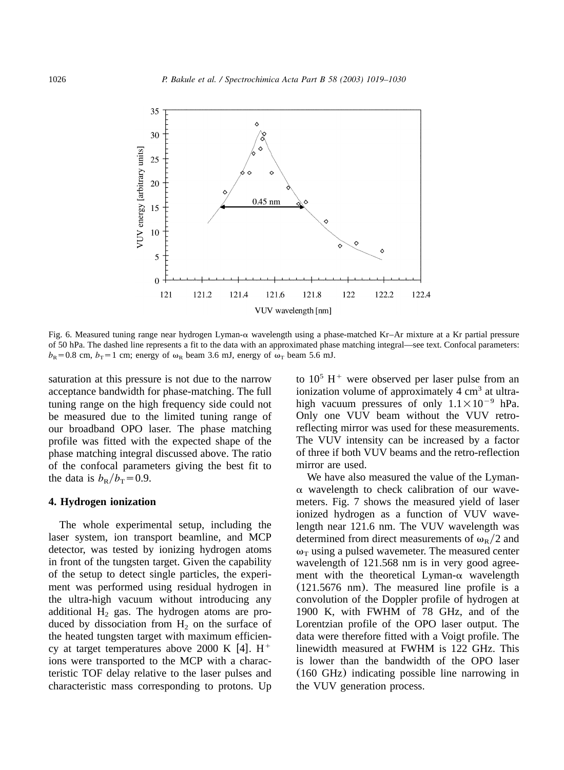35
30
25
20
15
10
5
0

121 121.2 121.4 121.6 121.8 122 122.2 122.4

VUV energy [arbitrary units]

VUV wavelength [nm]

0.45 nm

Fig. 6. Measured tuning range near hydrogen Lyman-α wavelength using a phase-matched Kr–Ar mixture at a Kr partial pressure of 50 hPa. The dashed line represents a fit to the data with an approximated phase matching integral—see text. Confocal parameters: $b_R = 0.8$ cm, $b_T = 1$ cm; energy of $\omega_R$ beam 3.6 mJ, energy of $\omega_T$ beam 5.6 mJ.

saturation at this pressure is not due to the narrow acceptance bandwidth for phase-matching. The full tuning range on the high frequency side could not be measured due to the limited tuning range of our broadband OPO laser. The phase matching profile was fitted with the expected shape of the phase matching integral discussed above. The ratio of the confocal parameters giving the best fit to the data is $b_R/b_T = 0.9$.

## 4. Hydrogen ionization

The whole experimental setup, including the laser system, ion transport beamline, and MCP detector, was tested by ionizing hydrogen atoms in front of the tungsten target. Given the capability of the setup to detect single particles, the experiment was performed using residual hydrogen in the ultra-high vacuum without introducing any additional $H_2$ gas. The hydrogen atoms are produced by dissociation from $H_2$ on the surface of the heated tungsten target with maximum efficiency at target temperatures above 2000 K [4]. $H^+$ ions were transported to the MCP with a characteristic TOF delay relative to the laser pulses and characteristic mass corresponding to protons. Up to $10^5$ $H^+$ were observed per laser pulse from an ionization volume of approximately 4 cm$^3$ at ultra-high vacuum pressures of only $1.1 \times 10^{-9}$ hPa. Only one VUV beam without the VUV retro-reflecting mirror was used for these measurements. The VUV intensity can be increased by a factor of three if both VUV beams and the retro-reflection mirror are used.

We have also measured the value of the Lyman-α wavelength to check calibration of our wavemeters. Fig. 7 shows the measured yield of laser ionized hydrogen as a function of VUV wavelength near 121.6 nm. The VUV wavelength was determined from direct measurements of $\omega_R/2$ and $\omega_T$ using a pulsed wavemeter. The measured center wavelength of 121.568 nm is in very good agreement with the theoretical Lyman-α wavelength (121.5676 nm). The measured line profile is a convolution of the Doppler profile of hydrogen at 1900 K, with FWHM of 78 GHz, and of the Lorentzian profile of the OPO laser output. The data were therefore fitted with a Voigt profile. The linewidth measured at FWHM is 122 GHz. This is lower than the bandwidth of the OPO laser (160 GHz) indicating possible line narrowing in the VUV generation process.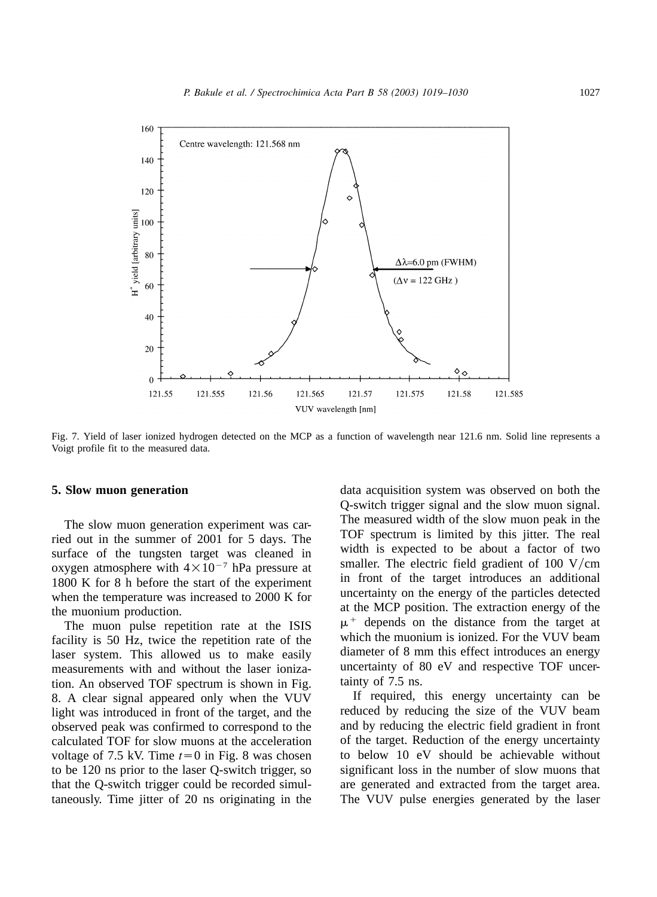Centre wavelength: 121.568 nm

$\Delta\lambda$=6.0 pm (FWHM)

($\Delta\nu$ = 122 GHz )

$H^+$ yield [arbitrary units]

VUV wavelength [nm]

160
140
120
100
80
60
40
20
0

121.55 121.555 121.56 121.565 121.57 121.575 121.58 121.585

Fig. 7. Yield of laser ionized hydrogen detected on the MCP as a function of wavelength near 121.6 nm. Solid line represents a Voigt profile fit to the measured data.

## 5. Slow muon generation

The slow muon generation experiment was carried out in the summer of 2001 for 5 days. The surface of the tungsten target was cleaned in oxygen atmosphere with $4\times10^{-7}$ hPa pressure at 1800 K for 8 h before the start of the experiment when the temperature was increased to 2000 K for the muonium production.

The muon pulse repetition rate at the ISIS facility is 50 Hz, twice the repetition rate of the laser system. This allowed us to make easily measurements with and without the laser ionization. An observed TOF spectrum is shown in Fig. 8. A clear signal appeared only when the VUV light was introduced in front of the target, and the observed peak was confirmed to correspond to the calculated TOF for slow muons at the acceleration voltage of 7.5 kV. Time $t=0$ in Fig. 8 was chosen to be 120 ns prior to the laser Q-switch trigger, so that the Q-switch trigger could be recorded simultaneously. Time jitter of 20 ns originating in the data acquisition system was observed on both the Q-switch trigger signal and the slow muon signal. The measured width of the slow muon peak in the TOF spectrum is limited by this jitter. The real width is expected to be about a factor of two smaller. The electric field gradient of 100 V/cm in front of the target introduces an additional uncertainty on the energy of the particles detected at the MCP position. The extraction energy of the $\mu^+$ depends on the distance from the target at which the muonium is ionized. For the VUV beam diameter of 8 mm this effect introduces an energy uncertainty of 80 eV and respective TOF uncertainty of 7.5 ns.

If required, this energy uncertainty can be reduced by reducing the size of the VUV beam and by reducing the electric field gradient in front of the target. Reduction of the energy uncertainty to below 10 eV should be achievable without significant loss in the number of slow muons that are generated and extracted from the target area. The VUV pulse energies generated by the laser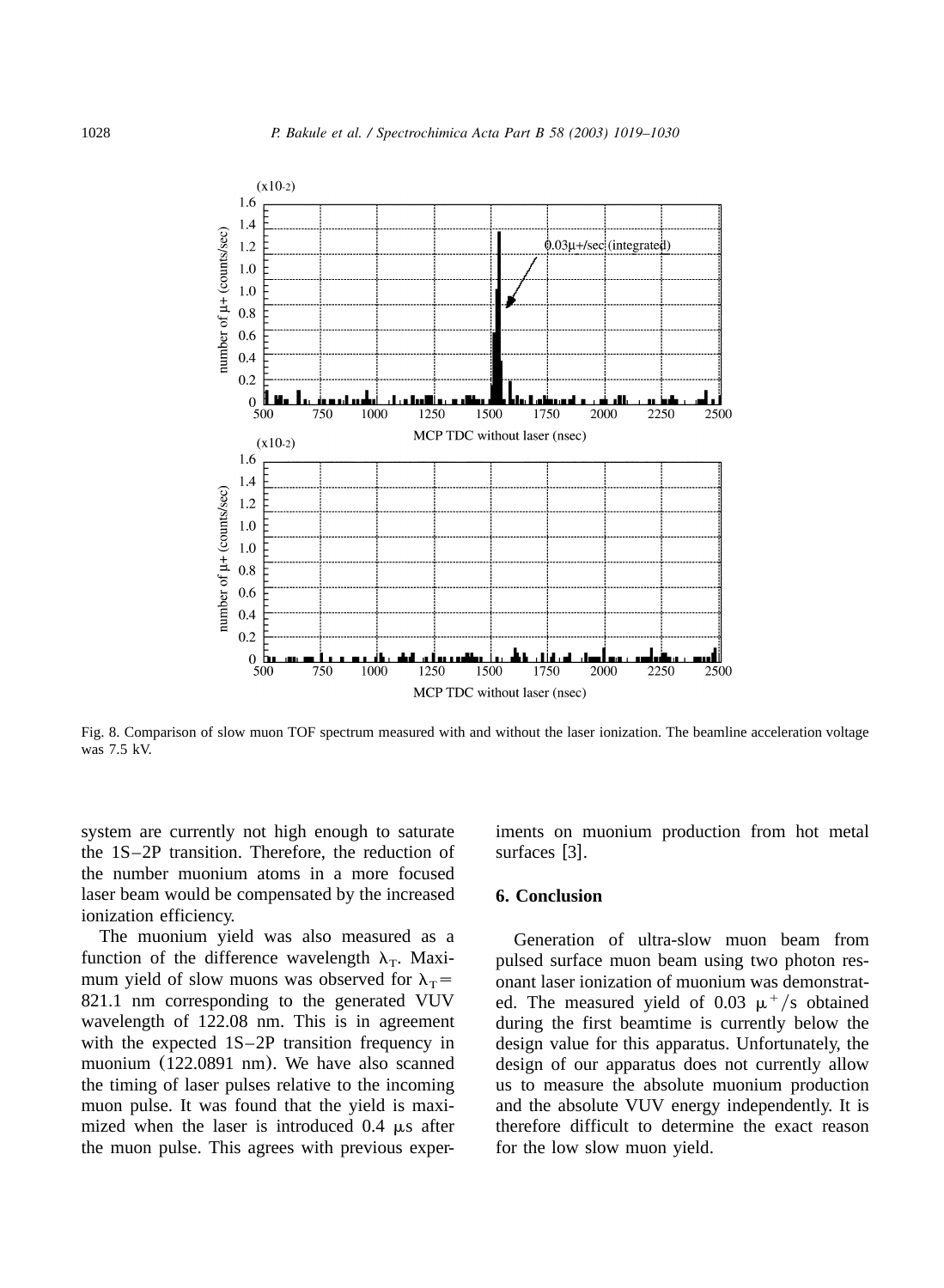(x10-2)

1.6

1.4

1.2

1.0

0.8

0.6

0.4

0.2

0

number of μ+ (counts/sec)

0.03μ+/sec (integrated)

500 750 1000 1250 1500 1750 2000 2250 2500

MCP TDC without laser (nsec)

(x10-2)

1.6

1.4

1.2

1.0

1.0

0.8

0.6

0.4

0.2

0

number of μ+ (counts/sec)

500 750 1000 1250 1500 1750 2000 2250 2500

MCP TDC without laser (nsec)

Fig. 8. Comparison of slow muon TOF spectrum measured with and without the laser ionization. The beamline acceleration voltage was 7.5 kV.

system are currently not high enough to saturate the 1S–2P transition. Therefore, the reduction of the number muonium atoms in a more focused laser beam would be compensated by the increased ionization efficiency.

The muonium yield was also measured as a function of the difference wavelength $\lambda_T$. Maximum yield of slow muons was observed for $\lambda_T$= 821.1 nm corresponding to the generated VUV wavelength of 122.08 nm. This is in agreement with the expected 1S–2P transition frequency in muonium (122.0891 nm). We have also scanned the timing of laser pulses relative to the incoming muon pulse. It was found that the yield is maximized when the laser is introduced 0.4 μs after the muon pulse. This agrees with previous experiments on muonium production from hot metal surfaces [3].

## 6. Conclusion

Generation of ultra-slow muon beam from pulsed surface muon beam using two photon resonant laser ionization of muonium was demonstrated. The measured yield of 0.03 $\mu^+$/s obtained during the first beamtime is currently below the design value for this apparatus. Unfortunately, the design of our apparatus does not currently allow us to measure the absolute muonium production and the absolute VUV energy independently. It is therefore difficult to determine the exact reason for the low slow muon yield.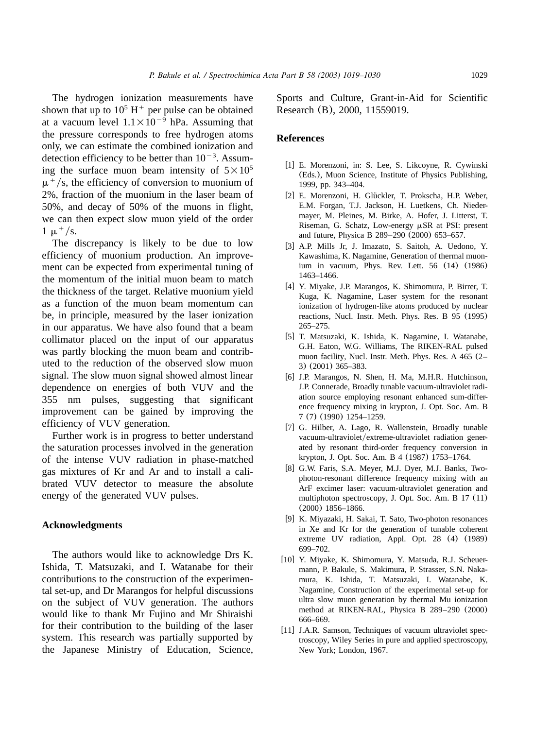The hydrogen ionization measurements have shown that up to $10^5$ $H^+$ per pulse can be obtained at a vacuum level $1.1\times10^{-9}$ hPa. Assuming that the pressure corresponds to free hydrogen atoms only, we can estimate the combined ionization and detection efficiency to be better than $10^{-3}$. Assuming the surface muon beam intensity of $5\times10^5$ $\mu^+/s$, the efficiency of conversion to muonium of 2%, fraction of the muonium in the laser beam of 50%, and decay of 50% of the muons in flight, we can then expect slow muon yield of the order 1 $\mu^+/s$.

The discrepancy is likely to be due to low efficiency of muonium production. An improvement can be expected from experimental tuning of the momentum of the initial muon beam to match the thickness of the target. Relative muonium yield as a function of the muon beam momentum can be, in principle, measured by the laser ionization in our apparatus. We have also found that a beam collimator placed on the input of our apparatus was partly blocking the muon beam and contributed to the reduction of the observed slow muon signal. The slow muon signal showed almost linear dependence on energies of both VUV and the 355 nm pulses, suggesting that significant improvement can be gained by improving the efficiency of VUV generation.

Further work is in progress to better understand the saturation processes involved in the generation of the intense VUV radiation in phase-matched gas mixtures of Kr and Ar and to install a calibrated VUV detector to measure the absolute energy of the generated VUV pulses.

## Acknowledgments

The authors would like to acknowledge Drs K. Ishida, T. Matsuzaki, and I. Watanabe for their contributions to the construction of the experimental set-up, and Dr Marangos for helpful discussions on the subject of VUV generation. The authors would like to thank Mr Fujino and Mr Shiraishi for their contribution to the building of the laser system. This research was partially supported by the Japanese Ministry of Education, Science, Sports and Culture, Grant-in-Aid for Scientific Research (B), 2000, 11559019.

## References

[1] E. Morenzoni, in: S. Lee, S. Likcoyne, R. Cywinski (Eds.), Muon Science, Institute of Physics Publishing, 1999, pp. 343–404.

[2] E. Morenzoni, H. Glückler, T. Prokscha, H.P. Weber, E.M. Forgan, T.J. Jackson, H. Luetkens, Ch. Niedermayer, M. Pleines, M. Birke, A. Hofer, J. Litterst, T. Riseman, G. Schatz, Low-energy μSR at PSI: present and future, Physica B 289–290 (2000) 653–657.

[3] A.P. Mills Jr, J. Imazato, S. Saitoh, A. Uedono, Y. Kawashima, K. Nagamine, Generation of thermal muonium in vacuum, Phys. Rev. Lett. 56 (14) (1986) 1463–1466.

[4] Y. Miyake, J.P. Marangos, K. Shimomura, P. Birrer, T. Kuga, K. Nagamine, Laser system for the resonant ionization of hydrogen-like atoms produced by nuclear reactions, Nucl. Instr. Meth. Phys. Res. B 95 (1995) 265–275.

[5] T. Matsuzaki, K. Ishida, K. Nagamine, I. Watanabe, G.H. Eaton, W.G. Williams, The RIKEN-RAL pulsed muon facility, Nucl. Instr. Meth. Phys. Res. A 465 (2–3) (2001) 365–383.

[6] J.P. Marangos, N. Shen, H. Ma, M.H.R. Hutchinson, J.P. Connerade, Broadly tunable vacuum-ultraviolet radiation source employing resonant enhanced sum-difference frequency mixing in krypton, J. Opt. Soc. Am. B 7 (7) (1990) 1254–1259.

[7] G. Hilber, A. Lago, R. Wallenstein, Broadly tunable vacuum-ultraviolet/extreme-ultraviolet radiation generated by resonant third-order frequency conversion in krypton, J. Opt. Soc. Am. B 4 (1987) 1753–1764.

[8] G.W. Faris, S.A. Meyer, M.J. Dyer, M.J. Banks, Two-photon-resonant difference frequency mixing with an ArF excimer laser: vacuum-ultraviolet generation and multiphoton spectroscopy, J. Opt. Soc. Am. B 17 (11) (2000) 1856–1866.

[9] K. Miyazaki, H. Sakai, T. Sato, Two-photon resonances in Xe and Kr for the generation of tunable coherent extreme UV radiation, Appl. Opt. 28 (4) (1989) 699–702.

[10] Y. Miyake, K. Shimomura, Y. Matsuda, R.J. Scheuermann, P. Bakule, S. Makimura, P. Strasser, S.N. Nakamura, K. Ishida, T. Matsuzaki, I. Watanabe, K. Nagamine, Construction of the experimental set-up for ultra slow muon generation by thermal Mu ionization method at RIKEN-RAL, Physica B 289–290 (2000) 666–669.

[11] J.A.R. Samson, Techniques of vacuum ultraviolet spectroscopy, Wiley Series in pure and applied spectroscopy, New York; London, 1967.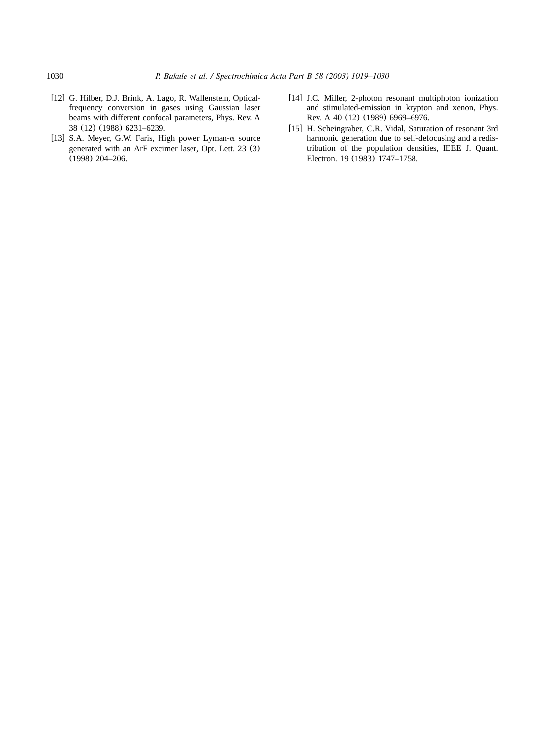[12] G. Hilber, D.J. Brink, A. Lago, R. Wallenstein, Optical-frequency conversion in gases using Gaussian laser beams with different confocal parameters, Phys. Rev. A 38 (12) (1988) 6231–6239.

[13] S.A. Meyer, G.W. Faris, High power Lyman-$\alpha$ source generated with an ArF excimer laser, Opt. Lett. 23 (3) (1998) 204–206.

[14] J.C. Miller, 2-photon resonant multiphoton ionization and stimulated-emission in krypton and xenon, Phys. Rev. A 40 (12) (1989) 6969–6976.

[15] H. Scheingraber, C.R. Vidal, Saturation of resonant 3rd harmonic generation due to self-defocusing and a redistribution of the population densities, IEEE J. Quant. Electron. 19 (1983) 1747–1758.